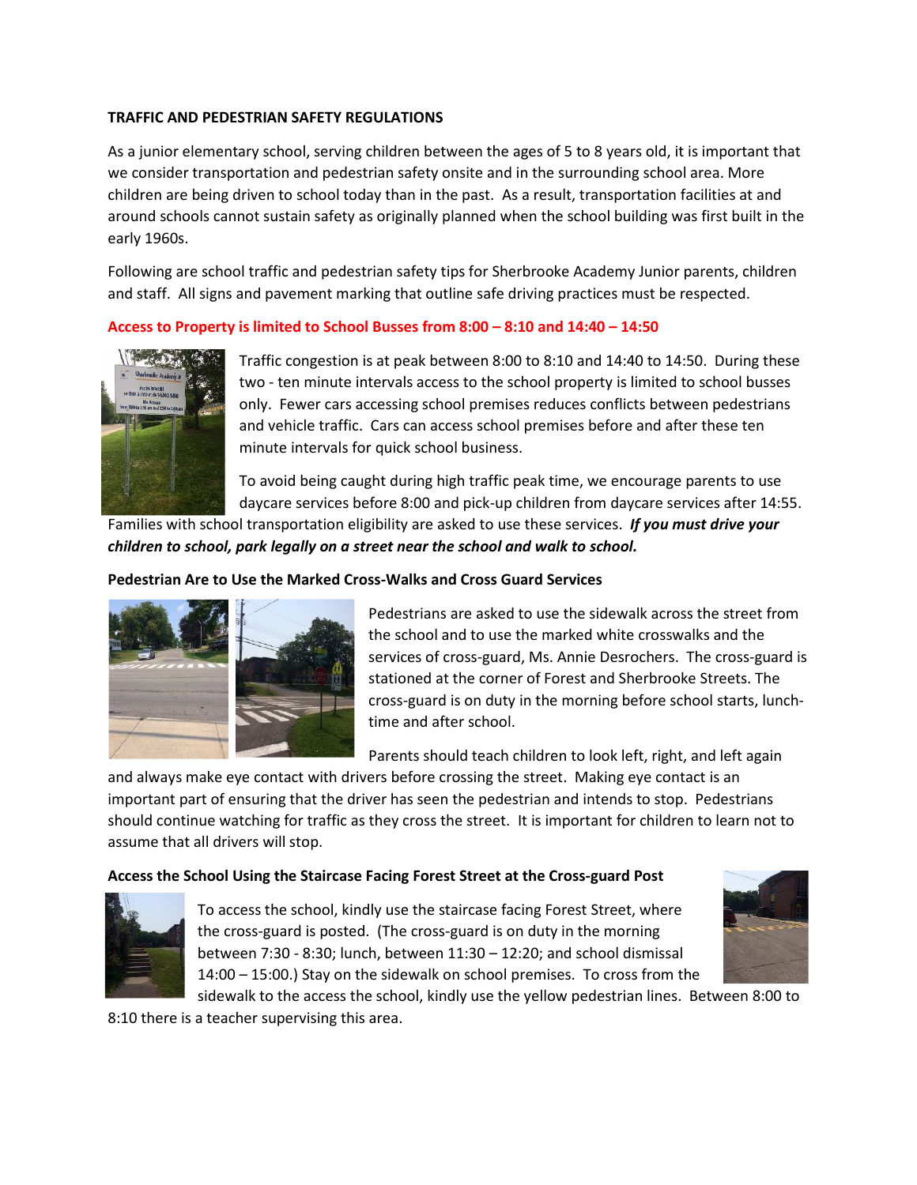**TRAFFIC AND PEDESTRIAN SAFETY REGULATIONS**

As a junior elementary school, serving children between the ages of 5 to 8 years old, it is important that we consider transportation and pedestrian safety onsite and in the surrounding school area. More children are being driven to school today than in the past. As a result, transportation facilities at and around schools cannot sustain safety as originally planned when the school building was first built in the early 1960s.

Following are school traffic and pedestrian safety tips for Sherbrooke Academy Junior parents, children and staff. All signs and pavement marking that outline safe driving practices must be respected.

**Access to Property is limited to School Busses from 8:00 – 8:10 and 14:40 – 14:50**

Traffic congestion is at peak between 8:00 to 8:10 and 14:40 to 14:50. During these two - ten minute intervals access to the school property is limited to school busses only. Fewer cars accessing school premises reduces conflicts between pedestrians and vehicle traffic. Cars can access school premises before and after these ten minute intervals for quick school business.

To avoid being caught during high traffic peak time, we encourage parents to use daycare services before 8:00 and pick-up children from daycare services after 14:55. Families with school transportation eligibility are asked to use these services. ***If you must drive your children to school, park legally on a street near the school and walk to school.***

**Pedestrian Are to Use the Marked Cross-Walks and Cross Guard Services**

Pedestrians are asked to use the sidewalk across the street from the school and to use the marked white crosswalks and the services of cross-guard, Ms. Annie Desrochers. The cross-guard is stationed at the corner of Forest and Sherbrooke Streets. The cross-guard is on duty in the morning before school starts, lunch-time and after school.

Parents should teach children to look left, right, and left again and always make eye contact with drivers before crossing the street. Making eye contact is an important part of ensuring that the driver has seen the pedestrian and intends to stop. Pedestrians should continue watching for traffic as they cross the street. It is important for children to learn not to assume that all drivers will stop.

**Access the School Using the Staircase Facing Forest Street at the Cross-guard Post**

To access the school, kindly use the staircase facing Forest Street, where the cross-guard is posted. (The cross-guard is on duty in the morning between 7:30 - 8:30; lunch, between 11:30 – 12:20; and school dismissal 14:00 – 15:00.) Stay on the sidewalk on school premises. To cross from the sidewalk to the access the school, kindly use the yellow pedestrian lines. Between 8:00 to 8:10 there is a teacher supervising this area.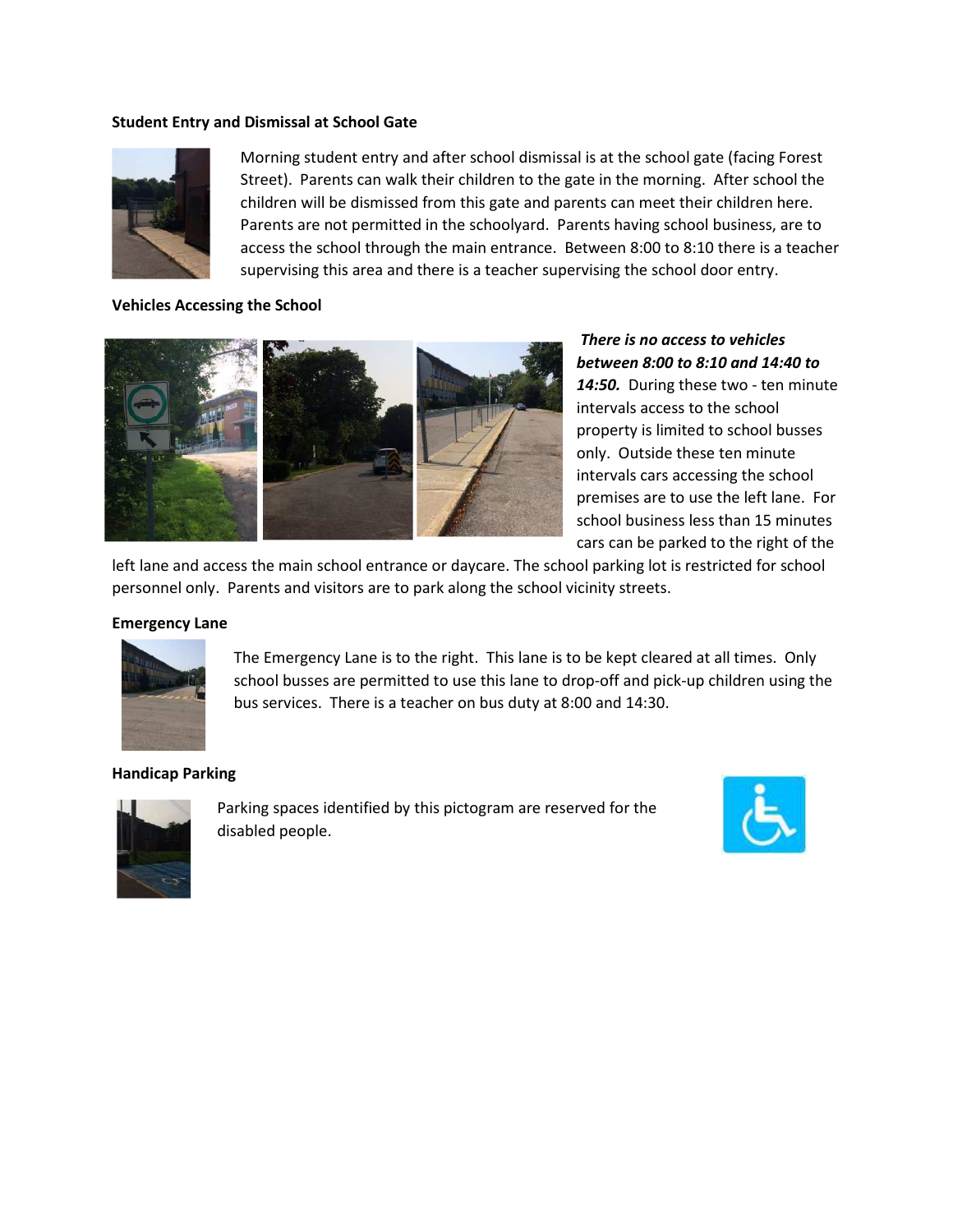**Student Entry and Dismissal at School Gate**

Morning student entry and after school dismissal is at the school gate (facing Forest Street). Parents can walk their children to the gate in the morning. After school the children will be dismissed from this gate and parents can meet their children here. Parents are not permitted in the schoolyard. Parents having school business, are to access the school through the main entrance. Between 8:00 to 8:10 there is a teacher supervising this area and there is a teacher supervising the school door entry.

**Vehicles Accessing the School**

***There is no access to vehicles between 8:00 to 8:10 and 14:40 to 14:50.*** During these two - ten minute intervals access to the school property is limited to school busses only. Outside these ten minute intervals cars accessing the school premises are to use the left lane. For school business less than 15 minutes cars can be parked to the right of the left lane and access the main school entrance or daycare. The school parking lot is restricted for school personnel only. Parents and visitors are to park along the school vicinity streets.

**Emergency Lane**

The Emergency Lane is to the right. This lane is to be kept cleared at all times. Only school busses are permitted to use this lane to drop-off and pick-up children using the bus services. There is a teacher on bus duty at 8:00 and 14:30.

**Handicap Parking**

Parking spaces identified by this pictogram are reserved for the disabled people.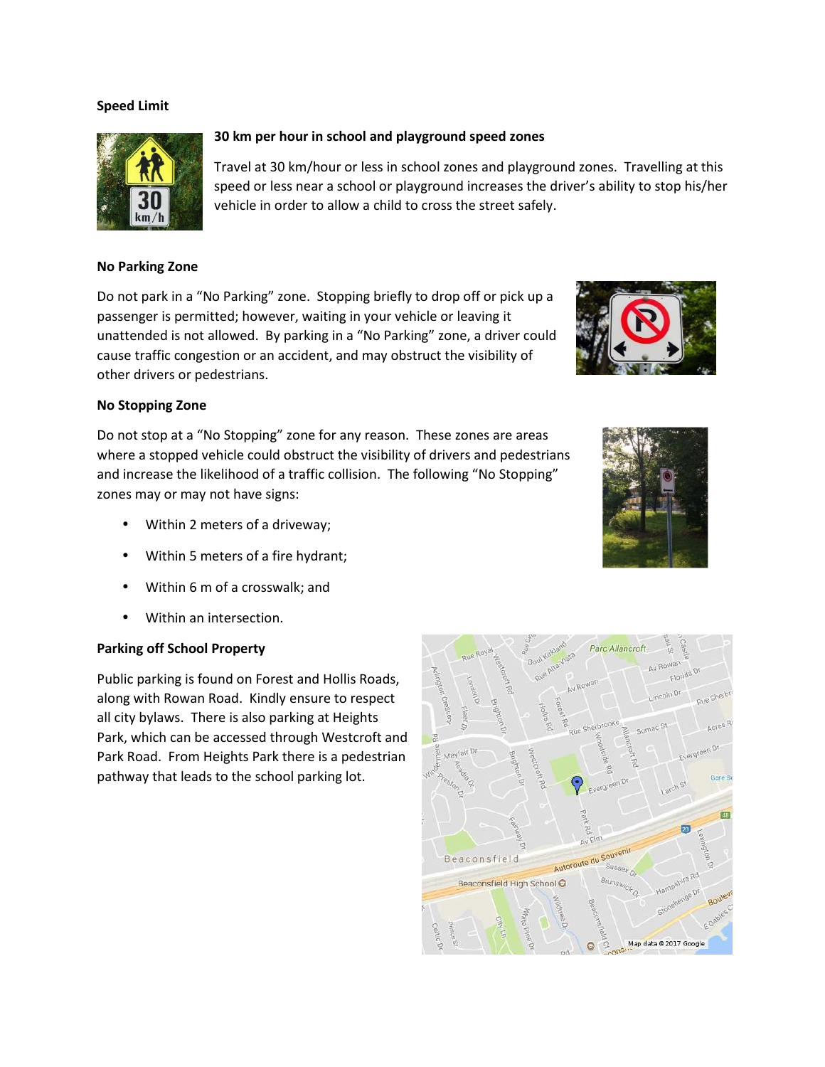## Speed Limit

### 30 km per hour in school and playground speed zones

Travel at 30 km/hour or less in school zones and playground zones. Travelling at this speed or less near a school or playground increases the driver's ability to stop his/her vehicle in order to allow a child to cross the street safely.

## No Parking Zone

Do not park in a "No Parking" zone. Stopping briefly to drop off or pick up a passenger is permitted; however, waiting in your vehicle or leaving it unattended is not allowed. By parking in a "No Parking" zone, a driver could cause traffic congestion or an accident, and may obstruct the visibility of other drivers or pedestrians.

## No Stopping Zone

Do not stop at a "No Stopping" zone for any reason. These zones are areas where a stopped vehicle could obstruct the visibility of drivers and pedestrians and increase the likelihood of a traffic collision. The following "No Stopping" zones may or may not have signs:

- Within 2 meters of a driveway;
- Within 5 meters of a fire hydrant;
- Within 6 m of a crosswalk; and
- Within an intersection.

## Parking off School Property

Public parking is found on Forest and Hollis Roads, along with Rowan Road. Kindly ensure to respect all city bylaws. There is also parking at Heights Park, which can be accessed through Westcroft and Park Road. From Heights Park there is a pedestrian pathway that leads to the school parking lot.